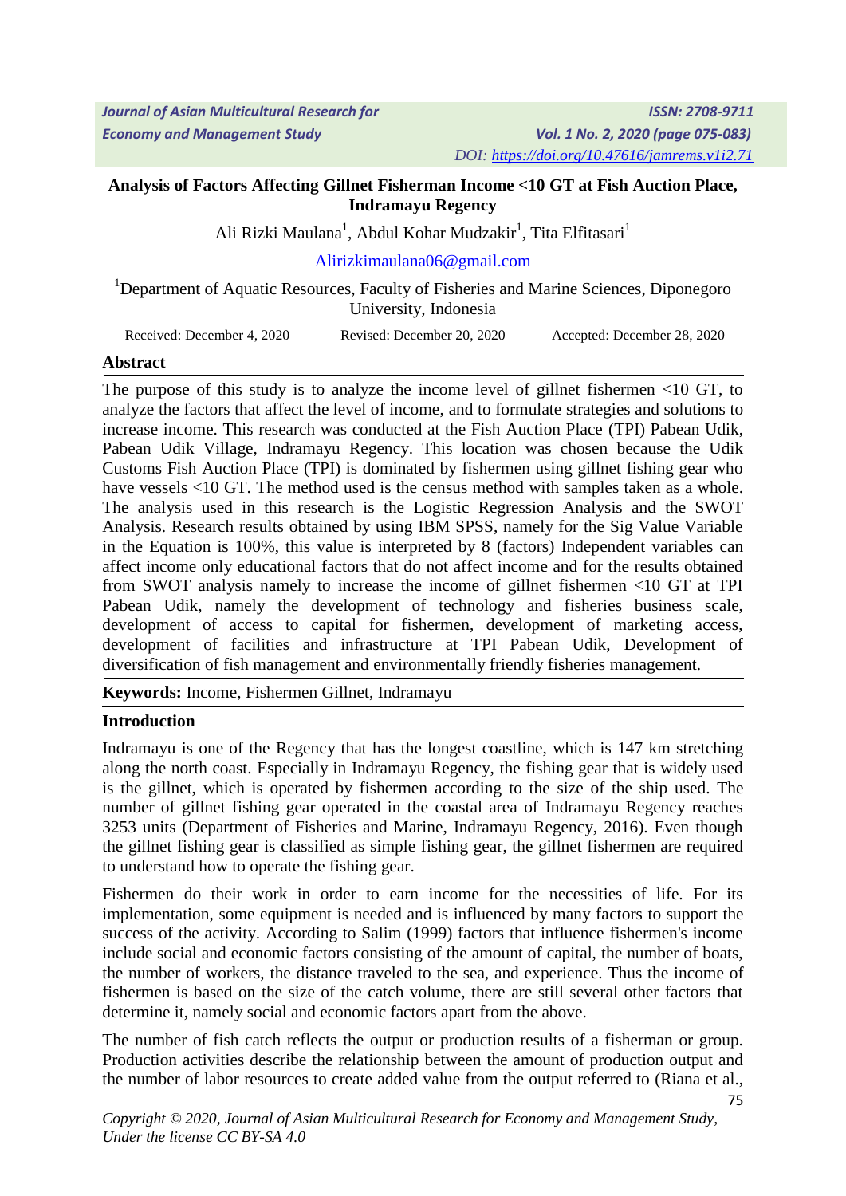# Analysis of Factors Affecting Gillnet Fisherman Income <10 GT at Fish Auction Place, Indramayu Regency

Ali Rizki Maulana[1], Abdul Kohar Mudzakir[1], Tita Elfitasari[1]

Alirizkimaulana06@gmail.com

[1]Department of Aquatic Resources, Faculty of Fisheries and Marine Sciences, Diponegoro University, Indonesia

Received: December 4, 2020 Revised: December 20, 2020 Accepted: December 28, 2020

## Abstract

The purpose of this study is to analyze the income level of gillnet fishermen <10 GT, to analyze the factors that affect the level of income, and to formulate strategies and solutions to increase income. This research was conducted at the Fish Auction Place (TPI) Pabean Udik, Pabean Udik Village, Indramayu Regency. This location was chosen because the Udik Customs Fish Auction Place (TPI) is dominated by fishermen using gillnet fishing gear who have vessels <10 GT. The method used is the census method with samples taken as a whole. The analysis used in this research is the Logistic Regression Analysis and the SWOT Analysis. Research results obtained by using IBM SPSS, namely for the Sig Value Variable in the Equation is 100%, this value is interpreted by 8 (factors) Independent variables can affect income only educational factors that do not affect income and for the results obtained from SWOT analysis namely to increase the income of gillnet fishermen <10 GT at TPI Pabean Udik, namely the development of technology and fisheries business scale, development of access to capital for fishermen, development of marketing access, development of facilities and infrastructure at TPI Pabean Udik, Development of diversification of fish management and environmentally friendly fisheries management.

**Keywords:** Income, Fishermen Gillnet, Indramayu

## Introduction

Indramayu is one of the Regency that has the longest coastline, which is 147 km stretching along the north coast. Especially in Indramayu Regency, the fishing gear that is widely used is the gillnet, which is operated by fishermen according to the size of the ship used. The number of gillnet fishing gear operated in the coastal area of Indramayu Regency reaches 3253 units (Department of Fisheries and Marine, Indramayu Regency, 2016). Even though the gillnet fishing gear is classified as simple fishing gear, the gillnet fishermen are required to understand how to operate the fishing gear.

Fishermen do their work in order to earn income for the necessities of life. For its implementation, some equipment is needed and is influenced by many factors to support the success of the activity. According to Salim (1999) factors that influence fishermen's income include social and economic factors consisting of the amount of capital, the number of boats, the number of workers, the distance traveled to the sea, and experience. Thus the income of fishermen is based on the size of the catch volume, there are still several other factors that determine it, namely social and economic factors apart from the above.

The number of fish catch reflects the output or production results of a fisherman or group. Production activities describe the relationship between the amount of production output and the number of labor resources to create added value from the output referred to (Riana et al.,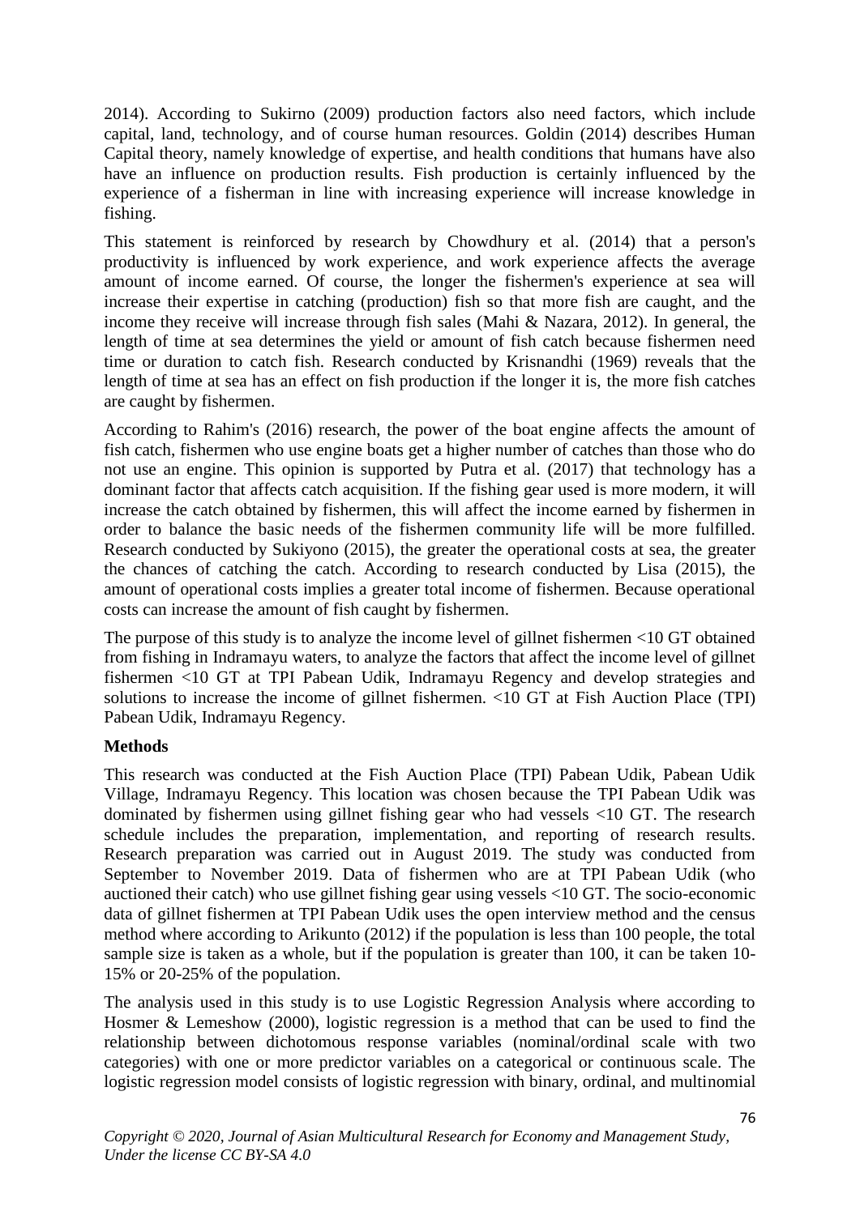2014). According to Sukirno (2009) production factors also need factors, which include capital, land, technology, and of course human resources. Goldin (2014) describes Human Capital theory, namely knowledge of expertise, and health conditions that humans have also have an influence on production results. Fish production is certainly influenced by the experience of a fisherman in line with increasing experience will increase knowledge in fishing.

This statement is reinforced by research by Chowdhury et al. (2014) that a person's productivity is influenced by work experience, and work experience affects the average amount of income earned. Of course, the longer the fishermen's experience at sea will increase their expertise in catching (production) fish so that more fish are caught, and the income they receive will increase through fish sales (Mahi & Nazara, 2012). In general, the length of time at sea determines the yield or amount of fish catch because fishermen need time or duration to catch fish. Research conducted by Krisnandhi (1969) reveals that the length of time at sea has an effect on fish production if the longer it is, the more fish catches are caught by fishermen.

According to Rahim's (2016) research, the power of the boat engine affects the amount of fish catch, fishermen who use engine boats get a higher number of catches than those who do not use an engine. This opinion is supported by Putra et al. (2017) that technology has a dominant factor that affects catch acquisition. If the fishing gear used is more modern, it will increase the catch obtained by fishermen, this will affect the income earned by fishermen in order to balance the basic needs of the fishermen community life will be more fulfilled. Research conducted by Sukiyono (2015), the greater the operational costs at sea, the greater the chances of catching the catch. According to research conducted by Lisa (2015), the amount of operational costs implies a greater total income of fishermen. Because operational costs can increase the amount of fish caught by fishermen.

The purpose of this study is to analyze the income level of gillnet fishermen <10 GT obtained from fishing in Indramayu waters, to analyze the factors that affect the income level of gillnet fishermen <10 GT at TPI Pabean Udik, Indramayu Regency and develop strategies and solutions to increase the income of gillnet fishermen. <10 GT at Fish Auction Place (TPI) Pabean Udik, Indramayu Regency.

## Methods

This research was conducted at the Fish Auction Place (TPI) Pabean Udik, Pabean Udik Village, Indramayu Regency. This location was chosen because the TPI Pabean Udik was dominated by fishermen using gillnet fishing gear who had vessels <10 GT. The research schedule includes the preparation, implementation, and reporting of research results. Research preparation was carried out in August 2019. The study was conducted from September to November 2019. Data of fishermen who are at TPI Pabean Udik (who auctioned their catch) who use gillnet fishing gear using vessels <10 GT. The socio-economic data of gillnet fishermen at TPI Pabean Udik uses the open interview method and the census method where according to Arikunto (2012) if the population is less than 100 people, the total sample size is taken as a whole, but if the population is greater than 100, it can be taken 10-15% or 20-25% of the population.

The analysis used in this study is to use Logistic Regression Analysis where according to Hosmer & Lemeshow (2000), logistic regression is a method that can be used to find the relationship between dichotomous response variables (nominal/ordinal scale with two categories) with one or more predictor variables on a categorical or continuous scale. The logistic regression model consists of logistic regression with binary, ordinal, and multinomial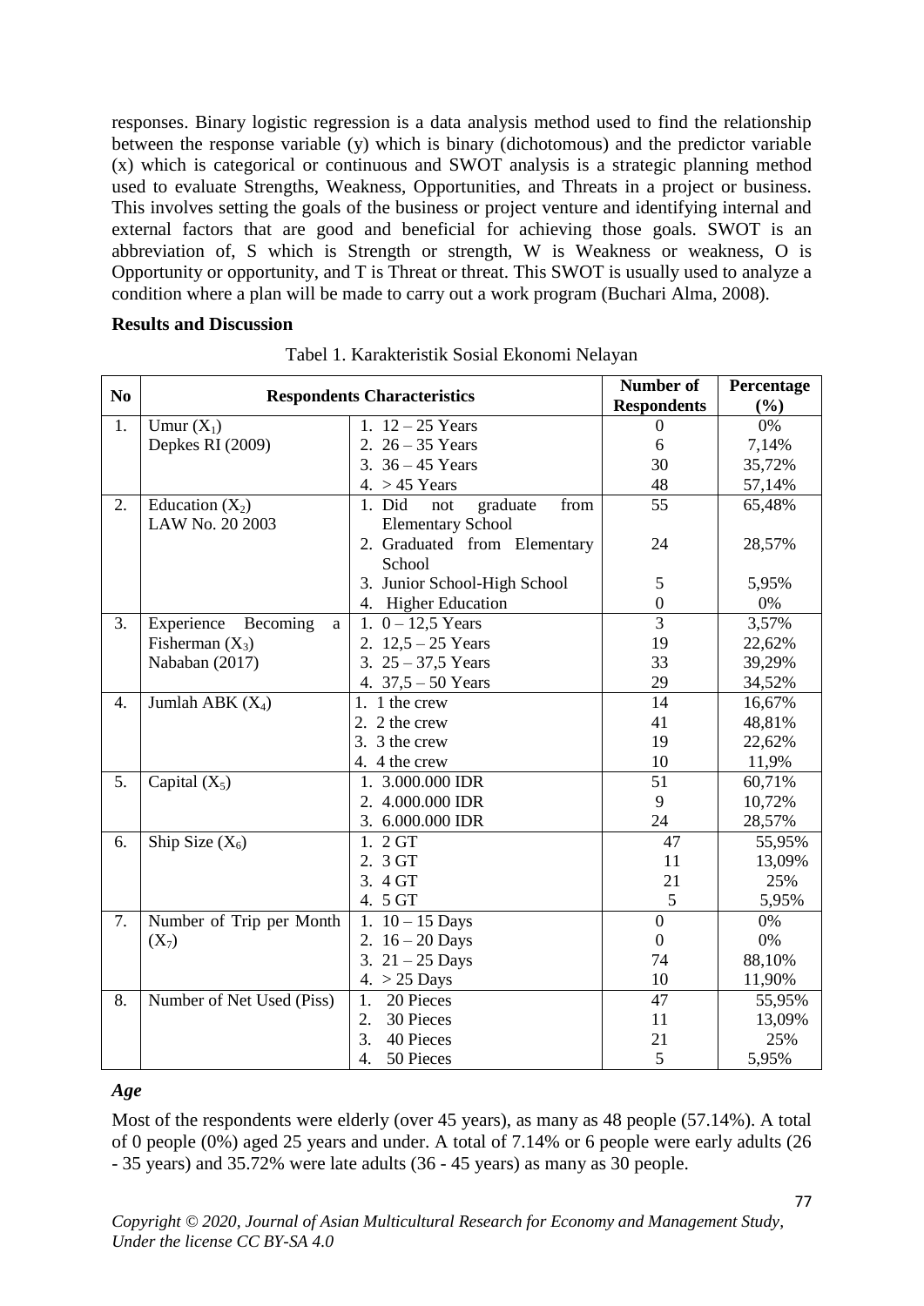responses. Binary logistic regression is a data analysis method used to find the relationship between the response variable (y) which is binary (dichotomous) and the predictor variable (x) which is categorical or continuous and SWOT analysis is a strategic planning method used to evaluate Strengths, Weakness, Opportunities, and Threats in a project or business. This involves setting the goals of the business or project venture and identifying internal and external factors that are good and beneficial for achieving those goals. SWOT is an abbreviation of, S which is Strength or strength, W is Weakness or weakness, O is Opportunity or opportunity, and T is Threat or threat. This SWOT is usually used to analyze a condition where a plan will be made to carry out a work program (Buchari Alma, 2008).

**Results and Discussion**

Tabel 1. Karakteristik Sosial Ekonomi Nelayan

| No | Respondents Characteristics | | Number of Respondents | Percentage (%) |
|---|---|---|---|---|
| 1. | Umur ($X_1$) Depkes RI (2009) | 1. 12 – 25 Years | 0 | 0% |
| | | 2. 26 – 35 Years | 6 | 7,14% |
| | | 3. 36 – 45 Years | 30 | 35,72% |
| | | 4. > 45 Years | 48 | 57,14% |
| 2. | Education ($X_2$) LAW No. 20 2003 | 1. Did not graduate from Elementary School | 55 | 65,48% |
| | | 2. Graduated from Elementary School | 24 | 28,57% |
| | | 3. Junior School-High School | 5 | 5,95% |
| | | 4. Higher Education | 0 | 0% |
| 3. | Experience Becoming a Fisherman ($X_3$) Nababan (2017) | 1. 0 – 12,5 Years | 3 | 3,57% |
| | | 2. 12,5 – 25 Years | 19 | 22,62% |
| | | 3. 25 – 37,5 Years | 33 | 39,29% |
| | | 4. 37,5 – 50 Years | 29 | 34,52% |
| 4. | Jumlah ABK ($X_4$) | 1. 1 the crew | 14 | 16,67% |
| | | 2. 2 the crew | 41 | 48,81% |
| | | 3. 3 the crew | 19 | 22,62% |
| | | 4. 4 the crew | 10 | 11,9% |
| 5. | Capital ($X_5$) | 1. 3.000.000 IDR | 51 | 60,71% |
| | | 2. 4.000.000 IDR | 9 | 10,72% |
| | | 3. 6.000.000 IDR | 24 | 28,57% |
| 6. | Ship Size ($X_6$) | 1. 2 GT | 47 | 55,95% |
| | | 2. 3 GT | 11 | 13,09% |
| | | 3. 4 GT | 21 | 25% |
| | | 4. 5 GT | 5 | 5,95% |
| 7. | Number of Trip per Month ($X_7$) | 1. 10 – 15 Days | 0 | 0% |
| | | 2. 16 – 20 Days | 0 | 0% |
| | | 3. 21 – 25 Days | 74 | 88,10% |
| | | 4. > 25 Days | 10 | 11,90% |
| 8. | Number of Net Used (Piss) | 1. 20 Pieces | 47 | 55,95% |
| | | 2. 30 Pieces | 11 | 13,09% |
| | | 3. 40 Pieces | 21 | 25% |
| | | 4. 50 Pieces | 5 | 5,95% |

***Age***

Most of the respondents were elderly (over 45 years), as many as 48 people (57.14%). A total of 0 people (0%) aged 25 years and under. A total of 7.14% or 6 people were early adults (26 - 35 years) and 35.72% were late adults (36 - 45 years) as many as 30 people.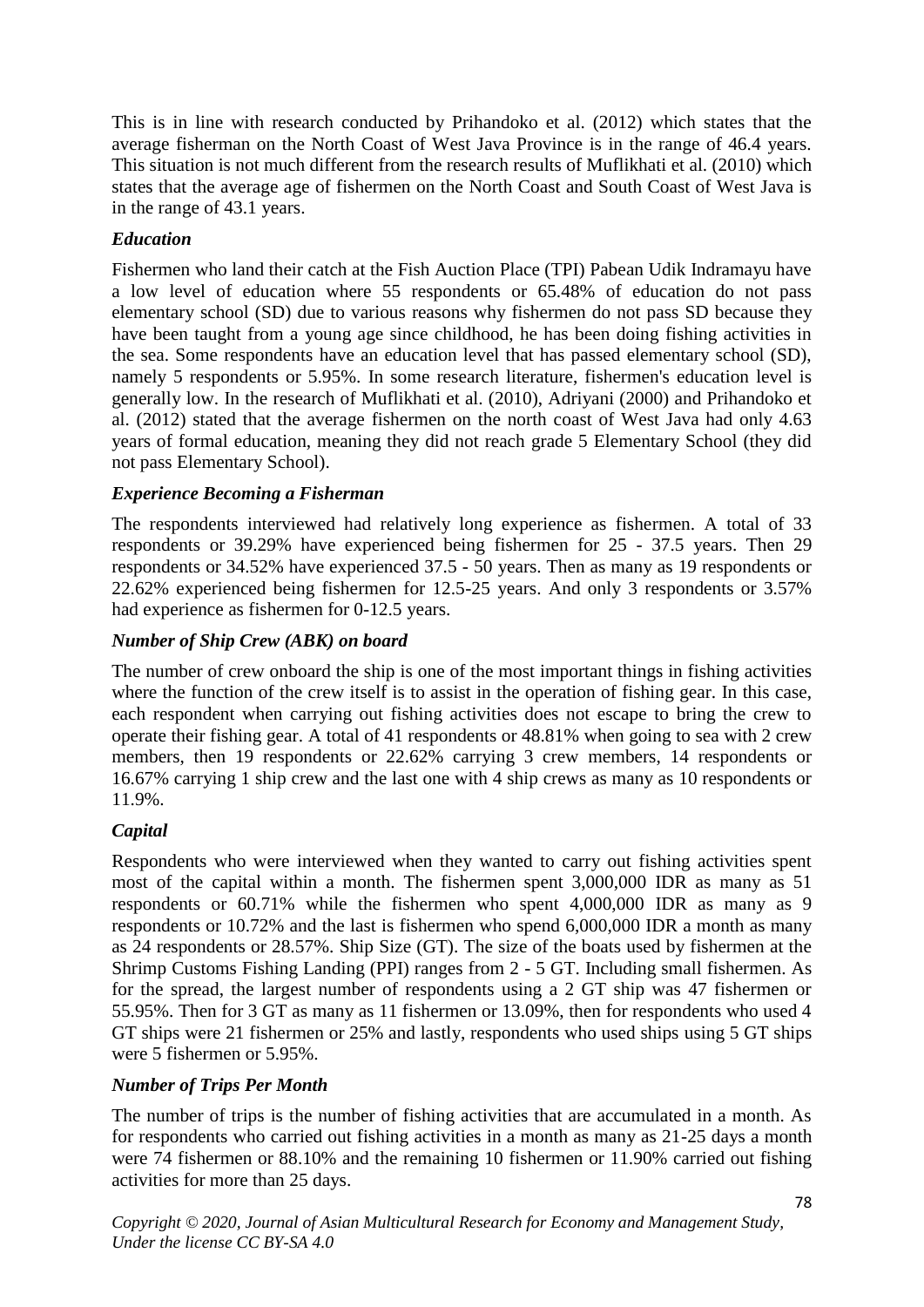This is in line with research conducted by Prihandoko et al. (2012) which states that the average fisherman on the North Coast of West Java Province is in the range of 46.4 years. This situation is not much different from the research results of Muflikhati et al. (2010) which states that the average age of fishermen on the North Coast and South Coast of West Java is in the range of 43.1 years.

### *Education*

Fishermen who land their catch at the Fish Auction Place (TPI) Pabean Udik Indramayu have a low level of education where 55 respondents or 65.48% of education do not pass elementary school (SD) due to various reasons why fishermen do not pass SD because they have been taught from a young age since childhood, he has been doing fishing activities in the sea. Some respondents have an education level that has passed elementary school (SD), namely 5 respondents or 5.95%. In some research literature, fishermen's education level is generally low. In the research of Muflikhati et al. (2010), Adriyani (2000) and Prihandoko et al. (2012) stated that the average fishermen on the north coast of West Java had only 4.63 years of formal education, meaning they did not reach grade 5 Elementary School (they did not pass Elementary School).

### *Experience Becoming a Fisherman*

The respondents interviewed had relatively long experience as fishermen. A total of 33 respondents or 39.29% have experienced being fishermen for 25 - 37.5 years. Then 29 respondents or 34.52% have experienced 37.5 - 50 years. Then as many as 19 respondents or 22.62% experienced being fishermen for 12.5-25 years. And only 3 respondents or 3.57% had experience as fishermen for 0-12.5 years.

### *Number of Ship Crew (ABK) on board*

The number of crew onboard the ship is one of the most important things in fishing activities where the function of the crew itself is to assist in the operation of fishing gear. In this case, each respondent when carrying out fishing activities does not escape to bring the crew to operate their fishing gear. A total of 41 respondents or 48.81% when going to sea with 2 crew members, then 19 respondents or 22.62% carrying 3 crew members, 14 respondents or 16.67% carrying 1 ship crew and the last one with 4 ship crews as many as 10 respondents or 11.9%.

### *Capital*

Respondents who were interviewed when they wanted to carry out fishing activities spent most of the capital within a month. The fishermen spent 3,000,000 IDR as many as 51 respondents or 60.71% while the fishermen who spent 4,000,000 IDR as many as 9 respondents or 10.72% and the last is fishermen who spend 6,000,000 IDR a month as many as 24 respondents or 28.57%. Ship Size (GT). The size of the boats used by fishermen at the Shrimp Customs Fishing Landing (PPI) ranges from 2 - 5 GT. Including small fishermen. As for the spread, the largest number of respondents using a 2 GT ship was 47 fishermen or 55.95%. Then for 3 GT as many as 11 fishermen or 13.09%, then for respondents who used 4 GT ships were 21 fishermen or 25% and lastly, respondents who used ships using 5 GT ships were 5 fishermen or 5.95%.

### *Number of Trips Per Month*

The number of trips is the number of fishing activities that are accumulated in a month. As for respondents who carried out fishing activities in a month as many as 21-25 days a month were 74 fishermen or 88.10% and the remaining 10 fishermen or 11.90% carried out fishing activities for more than 25 days.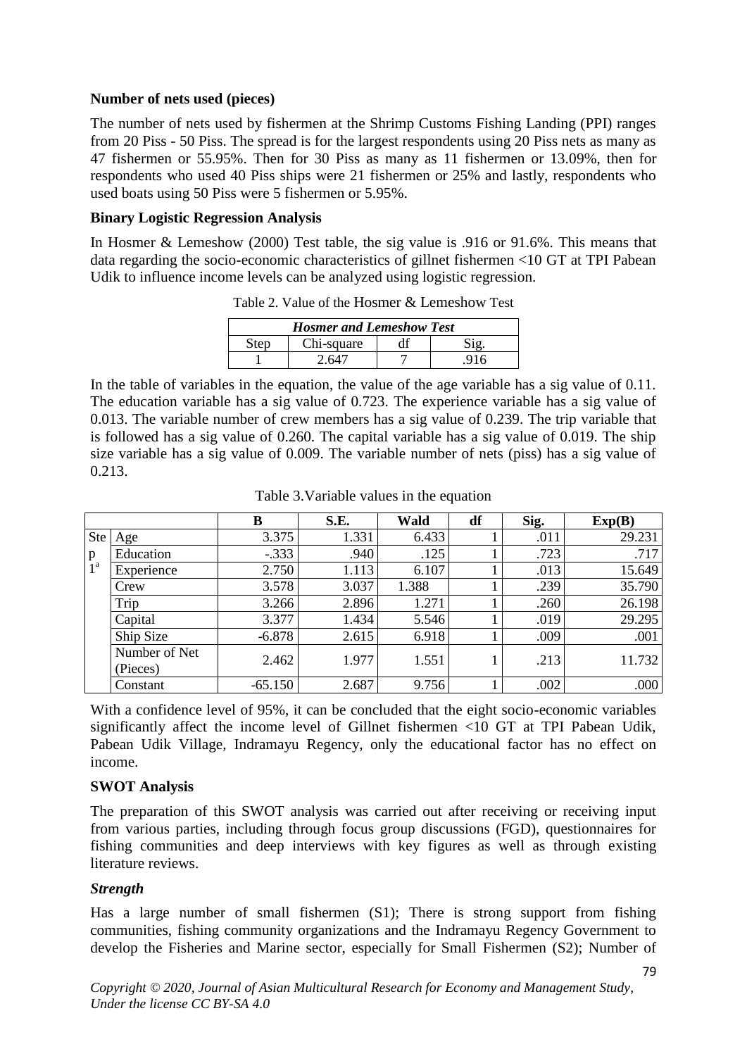**Number of nets used (pieces)**

The number of nets used by fishermen at the Shrimp Customs Fishing Landing (PPI) ranges from 20 Piss - 50 Piss. The spread is for the largest respondents using 20 Piss nets as many as 47 fishermen or 55.95%. Then for 30 Piss as many as 11 fishermen or 13.09%, then for respondents who used 40 Piss ships were 21 fishermen or 25% and lastly, respondents who used boats using 50 Piss were 5 fishermen or 5.95%.

**Binary Logistic Regression Analysis**

In Hosmer & Lemeshow (2000) Test table, the sig value is .916 or 91.6%. This means that data regarding the socio-economic characteristics of gillnet fishermen <10 GT at TPI Pabean Udik to influence income levels can be analyzed using logistic regression.

Table 2. Value of the Hosmer & Lemeshow Test

| ***Hosmer and Lemeshow Test*** | | | |
|---|---|---|---|
| Step | Chi-square | df | Sig. |
| 1 | 2.647 | 7 | .916 |

In the table of variables in the equation, the value of the age variable has a sig value of 0.11. The education variable has a sig value of 0.723. The experience variable has a sig value of 0.013. The variable number of crew members has a sig value of 0.239. The trip variable that is followed has a sig value of 0.260. The capital variable has a sig value of 0.019. The ship size variable has a sig value of 0.009. The variable number of nets (piss) has a sig value of 0.213.

Table 3.Variable values in the equation

| | | B | S.E. | Wald | df | Sig. | Exp(B) |
|---|---|---|---|---|---|---|---|
| Step 1[a] | Age | 3.375 | 1.331 | 6.433 | 1 | .011 | 29.231 |
| | Education | -.333 | .940 | .125 | 1 | .723 | .717 |
| | Experience | 2.750 | 1.113 | 6.107 | 1 | .013 | 15.649 |
| | Crew | 3.578 | 3.037 | 1.388 | 1 | .239 | 35.790 |
| | Trip | 3.266 | 2.896 | 1.271 | 1 | .260 | 26.198 |
| | Capital | 3.377 | 1.434 | 5.546 | 1 | .019 | 29.295 |
| | Ship Size | -6.878 | 2.615 | 6.918 | 1 | .009 | .001 |
| | Number of Net (Pieces) | 2.462 | 1.977 | 1.551 | 1 | .213 | 11.732 |
| | Constant | -65.150 | 2.687 | 9.756 | 1 | .002 | .000 |

With a confidence level of 95%, it can be concluded that the eight socio-economic variables significantly affect the income level of Gillnet fishermen <10 GT at TPI Pabean Udik, Pabean Udik Village, Indramayu Regency, only the educational factor has no effect on income.

**SWOT Analysis**

The preparation of this SWOT analysis was carried out after receiving or receiving input from various parties, including through focus group discussions (FGD), questionnaires for fishing communities and deep interviews with key figures as well as through existing literature reviews.

***Strength***

Has a large number of small fishermen (S1); There is strong support from fishing communities, fishing community organizations and the Indramayu Regency Government to develop the Fisheries and Marine sector, especially for Small Fishermen (S2); Number of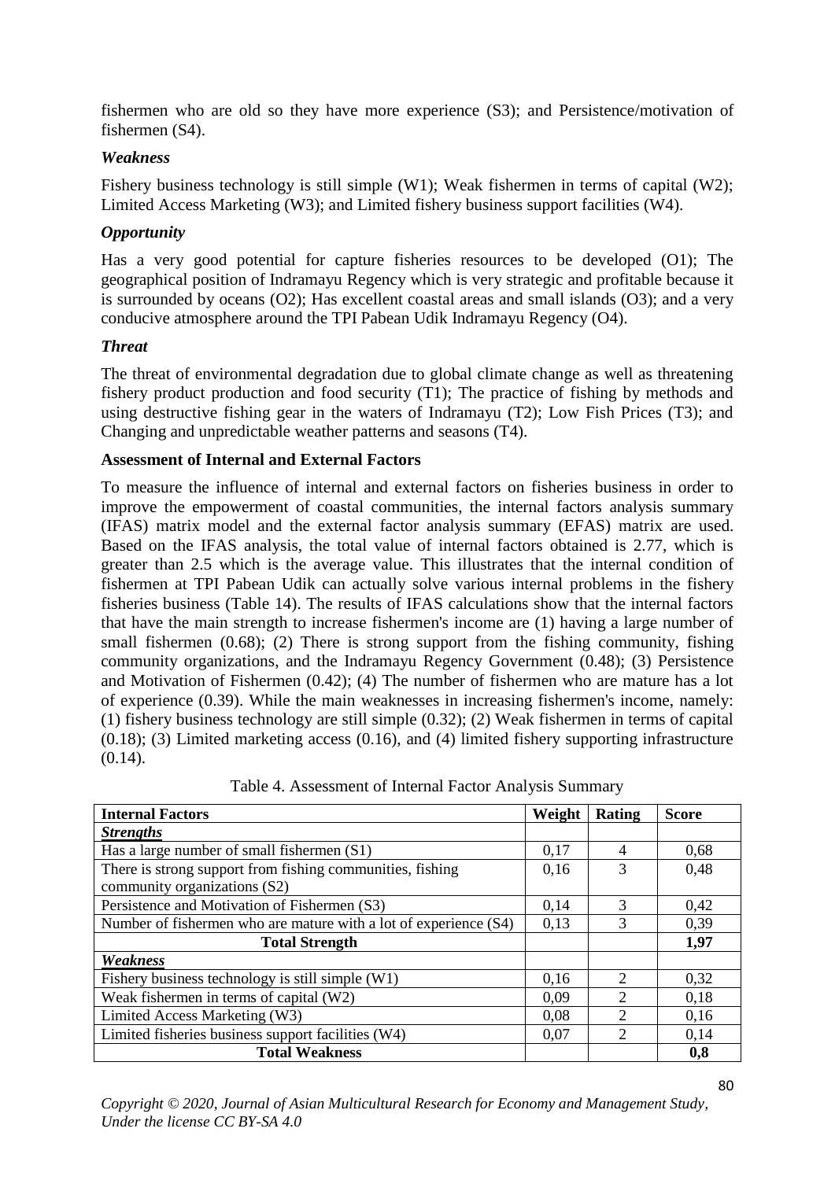fishermen who are old so they have more experience (S3); and Persistence/motivation of fishermen (S4).

### *Weakness*

Fishery business technology is still simple (W1); Weak fishermen in terms of capital (W2); Limited Access Marketing (W3); and Limited fishery business support facilities (W4).

### *Opportunity*

Has a very good potential for capture fisheries resources to be developed (O1); The geographical position of Indramayu Regency which is very strategic and profitable because it is surrounded by oceans (O2); Has excellent coastal areas and small islands (O3); and a very conducive atmosphere around the TPI Pabean Udik Indramayu Regency (O4).

### *Threat*

The threat of environmental degradation due to global climate change as well as threatening fishery product production and food security (T1); The practice of fishing by methods and using destructive fishing gear in the waters of Indramayu (T2); Low Fish Prices (T3); and Changing and unpredictable weather patterns and seasons (T4).

### **Assessment of Internal and External Factors**

To measure the influence of internal and external factors on fisheries business in order to improve the empowerment of coastal communities, the internal factors analysis summary (IFAS) matrix model and the external factor analysis summary (EFAS) matrix are used. Based on the IFAS analysis, the total value of internal factors obtained is 2.77, which is greater than 2.5 which is the average value. This illustrates that the internal condition of fishermen at TPI Pabean Udik can actually solve various internal problems in the fishery fisheries business (Table 14). The results of IFAS calculations show that the internal factors that have the main strength to increase fishermen's income are (1) having a large number of small fishermen (0.68); (2) There is strong support from the fishing community, fishing community organizations, and the Indramayu Regency Government (0.48); (3) Persistence and Motivation of Fishermen (0.42); (4) The number of fishermen who are mature has a lot of experience (0.39). While the main weaknesses in increasing fishermen's income, namely: (1) fishery business technology are still simple (0.32); (2) Weak fishermen in terms of capital (0.18); (3) Limited marketing access (0.16), and (4) limited fishery supporting infrastructure (0.14).

Table 4. Assessment of Internal Factor Analysis Summary

| **Internal Factors** | **Weight** | **Rating** | **Score** |
|---|---|---|---|
| ***Strengths*** | | | |
| Has a large number of small fishermen (S1) | 0,17 | 4 | 0,68 |
| There is strong support from fishing communities, fishing community organizations (S2) | 0,16 | 3 | 0,48 |
| Persistence and Motivation of Fishermen (S3) | 0,14 | 3 | 0,42 |
| Number of fishermen who are mature with a lot of experience (S4) | 0,13 | 3 | 0,39 |
| **Total Strength** | | | **1,97** |
| ***Weakness*** | | | |
| Fishery business technology is still simple (W1) | 0,16 | 2 | 0,32 |
| Weak fishermen in terms of capital (W2) | 0,09 | 2 | 0,18 |
| Limited Access Marketing (W3) | 0,08 | 2 | 0,16 |
| Limited fisheries business support facilities (W4) | 0,07 | 2 | 0,14 |
| **Total Weakness** | | | **0,8** |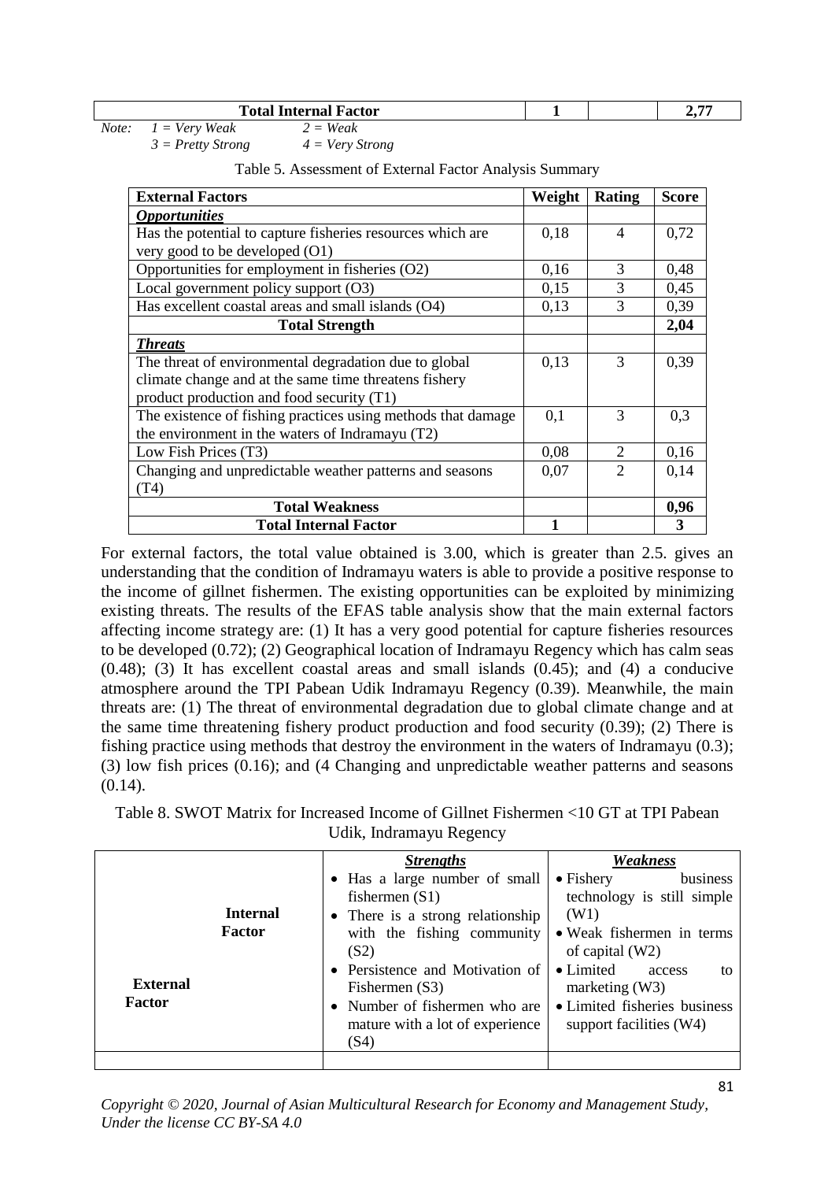| Total Internal Factor | 1 | | 2,77 |
|---|---|---|---|

*Note:* *1 = Very Weak* *2 = Weak*
*3 = Pretty Strong* *4 = Very Strong*

Table 5. Assessment of External Factor Analysis Summary

| External Factors | Weight | Rating | Score |
|---|---|---|---|
| ***Opportunities*** | | | |
| Has the potential to capture fisheries resources which are very good to be developed (O1) | 0,18 | 4 | 0,72 |
| Opportunities for employment in fisheries (O2) | 0,16 | 3 | 0,48 |
| Local government policy support (O3) | 0,15 | 3 | 0,45 |
| Has excellent coastal areas and small islands (O4) | 0,13 | 3 | 0,39 |
| **Total Strength** | | | **2,04** |
| ***Threats*** | | | |
| The threat of environmental degradation due to global climate change and at the same time threatens fishery product production and food security (T1) | 0,13 | 3 | 0,39 |
| The existence of fishing practices using methods that damage the environment in the waters of Indramayu (T2) | 0,1 | 3 | 0,3 |
| Low Fish Prices (T3) | 0,08 | 2 | 0,16 |
| Changing and unpredictable weather patterns and seasons (T4) | 0,07 | 2 | 0,14 |
| **Total Weakness** | | | **0,96** |
| **Total Internal Factor** | **1** | | **3** |

For external factors, the total value obtained is 3.00, which is greater than 2.5. gives an understanding that the condition of Indramayu waters is able to provide a positive response to the income of gillnet fishermen. The existing opportunities can be exploited by minimizing existing threats. The results of the EFAS table analysis show that the main external factors affecting income strategy are: (1) It has a very good potential for capture fisheries resources to be developed (0.72); (2) Geographical location of Indramayu Regency which has calm seas (0.48); (3) It has excellent coastal areas and small islands (0.45); and (4) a conducive atmosphere around the TPI Pabean Udik Indramayu Regency (0.39). Meanwhile, the main threats are: (1) The threat of environmental degradation due to global climate change and at the same time threatening fishery product production and food security (0.39); (2) There is fishing practice using methods that destroy the environment in the waters of Indramayu (0.3); (3) low fish prices (0.16); and (4 Changing and unpredictable weather patterns and seasons (0.14).

Table 8. SWOT Matrix for Increased Income of Gillnet Fishermen <10 GT at TPI Pabean Udik, Indramayu Regency

| **Internal Factor** / **External Factor** | ***Strengths*** | ***Weakness*** |
|---|---|---|
| | • Has a large number of small fishermen (S1)<br>• There is a strong relationship with the fishing community (S2)<br>• Persistence and Motivation of Fishermen (S3)<br>• Number of fishermen who are mature with a lot of experience (S4) | • Fishery business technology is still simple (W1)<br>• Weak fishermen in terms of capital (W2)<br>• Limited access to marketing (W3)<br>• Limited fisheries business support facilities (W4) |
| | | |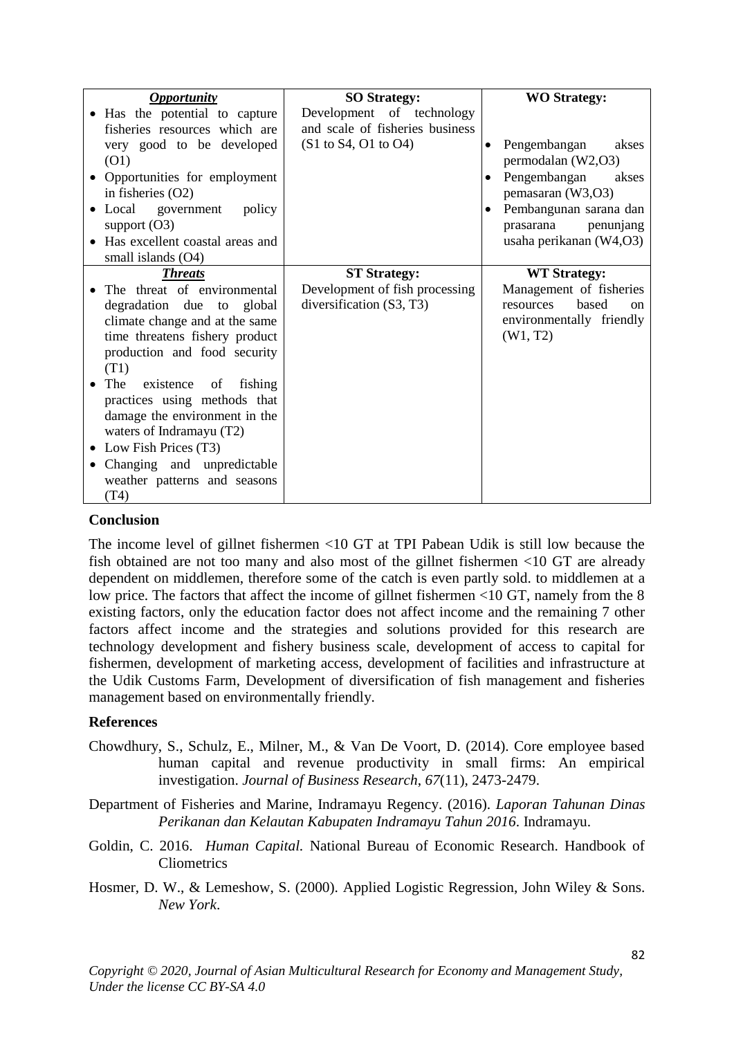| *Opportunity* | SO Strategy: | WO Strategy: |
|---|---|---|
| • Has the potential to capture fisheries resources which are very good to be developed (O1)<br>• Opportunities for employment in fisheries (O2)<br>• Local government policy support (O3)<br>• Has excellent coastal areas and small islands (O4) | Development of technology and scale of fisheries business (S1 to S4, O1 to O4) | • Pengembangan akses permodalan (W2,O3)<br>• Pengembangan akses pemasaran (W3,O3)<br>• Pembangunan sarana dan prasarana penunjang usaha perikanan (W4,O3) |
| ***Threats*** | **ST Strategy:** | **WT Strategy:** |
| • The threat of environmental degradation due to global climate change and at the same time threatens fishery product production and food security (T1)<br>• The existence of fishing practices using methods that damage the environment in the waters of Indramayu (T2)<br>• Low Fish Prices (T3)<br>• Changing and unpredictable weather patterns and seasons (T4) | Development of fish processing diversification (S3, T3) | Management of fisheries resources based on environmentally friendly (W1, T2) |

## Conclusion

The income level of gillnet fishermen <10 GT at TPI Pabean Udik is still low because the fish obtained are not too many and also most of the gillnet fishermen <10 GT are already dependent on middlemen, therefore some of the catch is even partly sold. to middlemen at a low price. The factors that affect the income of gillnet fishermen <10 GT, namely from the 8 existing factors, only the education factor does not affect income and the remaining 7 other factors affect income and the strategies and solutions provided for this research ares technology development and fishery business scale, development of access to capital for fishermen, development of marketing access, development of facilities and infrastructure at the Udik Customs Farm, Development of diversification of fish management and fisheries management based on environmentally friendly.

## References

Chowdhury, S., Schulz, E., Milner, M., & Van De Voort, D. (2014). Core employee based human capital and revenue productivity in small firms: An empirical investigation. *Journal of Business Research*, *67*(11), 2473-2479.

Department of Fisheries and Marine, Indramayu Regency. (2016). *Laporan Tahunan Dinas Perikanan dan Kelautan Kabupaten Indramayu Tahun 2016*. Indramayu.

Goldin, C. 2016. *Human Capital.* National Bureau of Economic Research. Handbook of Cliometrics

Hosmer, D. W., & Lemeshow, S. (2000). Applied Logistic Regression, John Wiley & Sons. *New York*.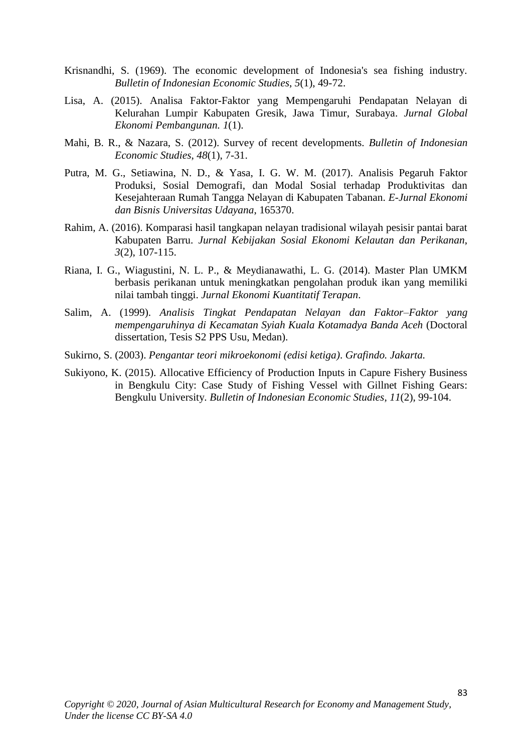Krisnandhi, S. (1969). The economic development of Indonesia's sea fishing industry. *Bulletin of Indonesian Economic Studies*, *5*(1), 49-72.

Lisa, A. (2015). Analisa Faktor-Faktor yang Mempengaruhi Pendapatan Nelayan di Kelurahan Lumpir Kabupaten Gresik, Jawa Timur, Surabaya. *Jurnal Global Ekonomi Pembangunan. 1*(1).

Mahi, B. R., & Nazara, S. (2012). Survey of recent developments. *Bulletin of Indonesian Economic Studies*, *48*(1), 7-31.

Putra, M. G., Setiawina, N. D., & Yasa, I. G. W. M. (2017). Analisis Pegaruh Faktor Produksi, Sosial Demografi, dan Modal Sosial terhadap Produktivitas dan Kesejahteraan Rumah Tangga Nelayan di Kabupaten Tabanan. *E-Jurnal Ekonomi dan Bisnis Universitas Udayana*, 165370.

Rahim, A. (2016). Komparasi hasil tangkapan nelayan tradisional wilayah pesisir pantai barat Kabupaten Barru. *Jurnal Kebijakan Sosial Ekonomi Kelautan dan Perikanan*, *3*(2), 107-115.

Riana, I. G., Wiagustini, N. L. P., & Meydianawathi, L. G. (2014). Master Plan UMKM berbasis perikanan untuk meningkatkan pengolahan produk ikan yang memiliki nilai tambah tinggi. *Jurnal Ekonomi Kuantitatif Terapan*.

Salim, A. (1999). *Analisis Tingkat Pendapatan Nelayan dan Faktor–Faktor yang mempengaruhinya di Kecamatan Syiah Kuala Kotamadya Banda Aceh* (Doctoral dissertation, Tesis S2 PPS Usu, Medan).

Sukirno, S. (2003). *Pengantar teori mikroekonomi (edisi ketiga)*. *Grafindo. Jakarta.*

Sukiyono, K. (2015). Allocative Efficiency of Production Inputs in Capure Fishery Business in Bengkulu City: Case Study of Fishing Vessel with Gillnet Fishing Gears: Bengkulu University. *Bulletin of Indonesian Economic Studies*, *11*(2), 99-104.